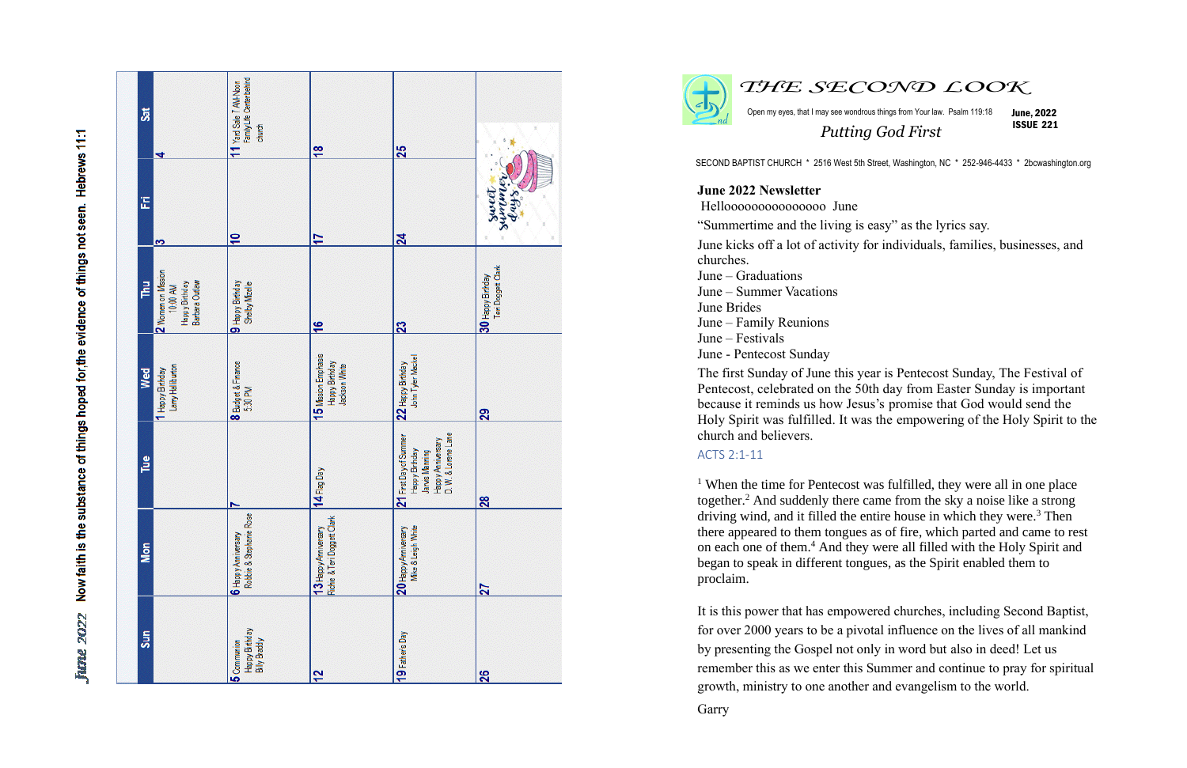# June 2022

Now faith is the substance of things hoped for, the evidence of things not seen. Hebrews 11:1

| Sun | Mon | Tue | Wed | Thu | Fri | Sat |
|---|---|---|---|---|---|---|
| | | | 1 Happy Birthday Larry Halliburton | 2 Women on Mission 10:00 AM Happy Birthday Barbara Outlaw | 3 | 4 |
| 5 Communion Happy Birthday Billy Beddy | 6 Happy Anniversary Robbie & Stephanie Rose | 7 | 8 Budget & Finance 5:30 PM | 9 Happy Birthday Shelby Mizelle | 10 | 11 Yard Sale 7 AM-Noon Family Life Center behind church |
| 12 | 13 Happy Anniversary Richie & Teri Doggett Clark | 14 Flag Day | 15 Mission Emphasis Happy Birthday Jackson White | 16 | 17 | 18 |
| 19 Father's Day | 20 Happy Anniversary Mike & Leigh White | 21 First Day of Summer Happy Birthday Jarvis Manning Happy Anniversary D.W. & Lorene Lane | 22 Happy Birthday John Tyler Meckel | 23 | 24 | 25 |
| 26 | 27 | 28 | 29 | 30 Happy Birthday Teri Doggett Clark | sweet summer days | |

# THE SECOND LOOK

Open my eyes, that I may see wondrous things from Your law. Psalm 119:18

**June, 2022**
**ISSUE 221**

*Putting God First*

SECOND BAPTIST CHURCH * 2516 West 5th Street, Washington, NC * 252-946-4433 * 2bcwashington.org

**June 2022 Newsletter**

Hellooooooooooooooo June

"Summertime and the living is easy" as the lyrics say.

June kicks off a lot of activity for individuals, families, businesses, and churches.

June – Graduations
June – Summer Vacations
June Brides
June – Family Reunions
June – Festivals
June - Pentecost Sunday

The first Sunday of June this year is Pentecost Sunday, The Festival of Pentecost, celebrated on the 50th day from Easter Sunday is important because it reminds us how Jesus's promise that God would send the Holy Spirit was fulfilled. It was the empowering of the Holy Spirit to the church and believers.

ACTS 2:1-11

[1] When the time for Pentecost was fulfilled, they were all in one place together.[2] And suddenly there came from the sky a noise like a strong driving wind, and it filled the entire house in which they were.[3] Then there appeared to them tongues as of fire, which parted and came to rest on each one of them.[4] And they were all filled with the Holy Spirit and began to speak in different tongues, as the Spirit enabled them to proclaim.

It is this power that has empowered churches, including Second Baptist, for over 2000 years to be a pivotal influence on the lives of all mankind by presenting the Gospel not only in word but also in deed! Let us remember this as we enter this Summer and continue to pray for spiritual growth, ministry to one another and evangelism to the world.

Garry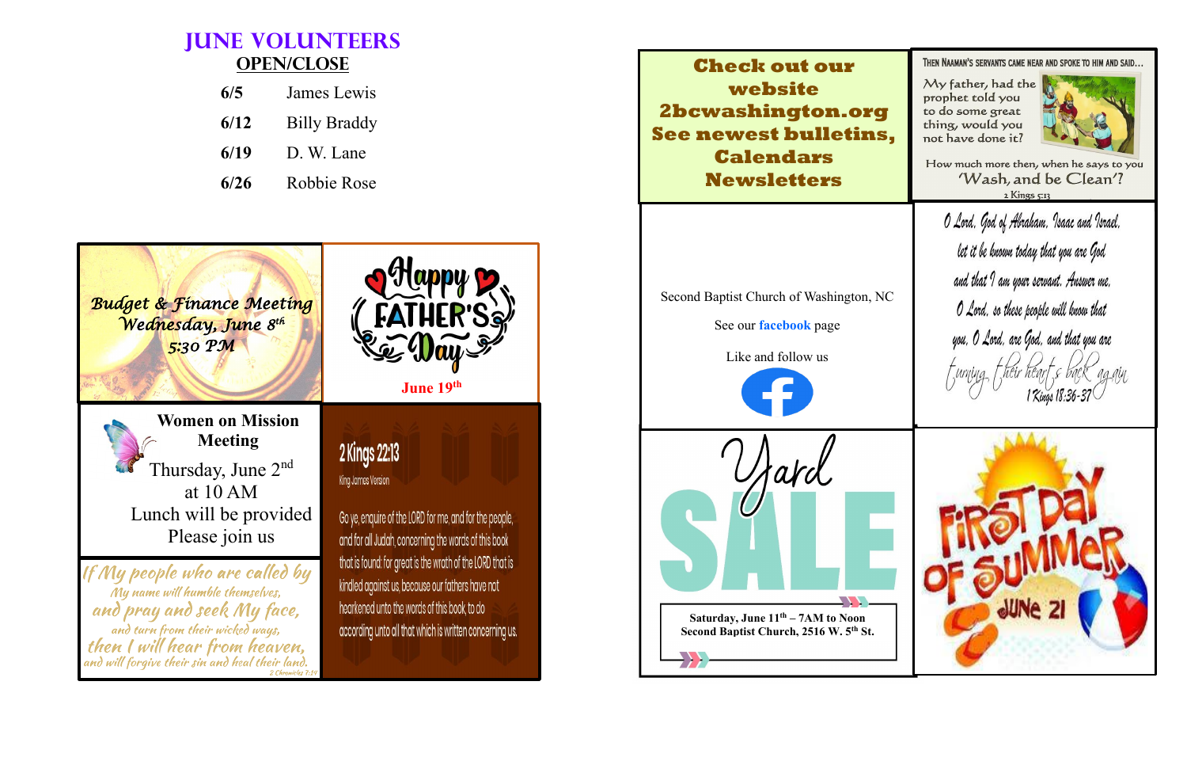# JUNE VOLUNTEERS

## OPEN/CLOSE

| | |
|---|---|
| **6/5** | James Lewis |
| **6/12** | Billy Braddy |
| **6/19** | D. W. Lane |
| **6/26** | Robbie Rose |

*Budget & Finance Meeting*
*Wednesday, June 8th*
*5:30 PM*

Happy FATHER'S Day

**June 19th**

**Women on Mission Meeting**

Thursday, June 2nd
at 10 AM
Lunch will be provided
Please join us

*If My people who are called by My name will humble themselves, and pray and seek My face, and turn from their wicked ways, then I will hear from heaven, and will forgive their sin and heal their land.*
2 Chronicles 7:14

2 Kings 22:13

King James Version

Go ye, enquire of the LORD for me, and for the people, and for all Judah, concerning the words of this book that is found: for great is the wrath of the LORD that is kindled against us, because our fathers have not hearkened unto the words of this book, to do according unto all that which is written concerning us.

**Check out our website**
**2bcwashington.org**
**See newest bulletins,**
**Calendars**
**Newsletters**

THEN NAAMAN'S SERVANTS CAME NEAR AND SPOKE TO HIM AND SAID...

My father, had the prophet told you to do some great thing, would you not have done it?

How much more then, when he says to you 'Wash, and be Clean'?
2 Kings 5:13

Second Baptist Church of Washington, NC

See our **facebook** page

Like and follow us

*O Lord, God of Abraham, Isaac and Israel, let it be known today that you are God and that I am your servant. Answer me, O Lord, so these people will know that you, O Lord, are God, and that you are turning their hearts back again*
1 Kings 18:36-37

Yard SALE

**Saturday, June 11th – 7AM to Noon**
**Second Baptist Church, 2516 W. 5th St.**

FIRST DAY OF SUMMER
JUNE 21